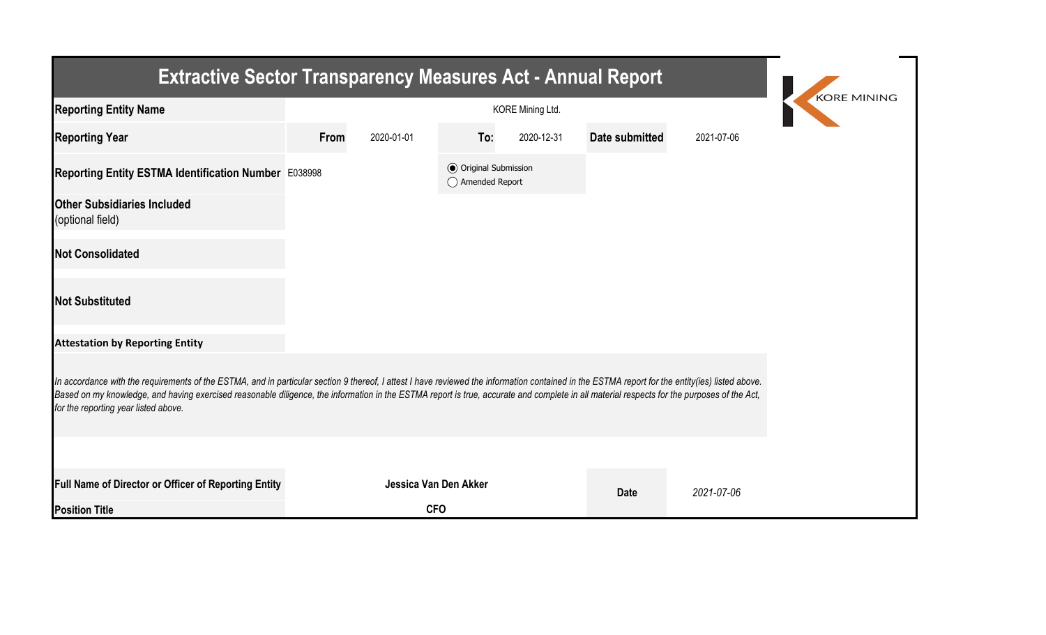# Extractive Sector Transparency Measures Act - Annual Report

KORE MINING

| | | | | | | |
|---|---|---|---|---|---|---|
| **Reporting Entity Name** | KORE Mining Ltd. | | | | | |
| **Reporting Year** | **From** | 2020-01-01 | **To:** | 2020-12-31 | **Date submitted** | 2021-07-06 |
| **Reporting Entity ESTMA Identification Number** | E038998 | | ◉ Original Submission ◯ Amended Report | | | |
| **Other Subsidiaries Included** (optional field) | | | | | | |
| **Not Consolidated** | | | | | | |
| **Not Substituted** | | | | | | |

**Attestation by Reporting Entity**

*In accordance with the requirements of the ESTMA, and in particular section 9 thereof, I attest I have reviewed the information contained in the ESTMA report for the entity(ies) listed above. Based on my knowledge, and having exercised reasonable diligence, the information in the ESTMA report is true, accurate and complete in all material respects for the purposes of the Act, for the reporting year listed above.*

| | | | |
|---|---|---|---|
| **Full Name of Director or Officer of Reporting Entity** | **Jessica Van Den Akker** | **Date** | *2021-07-06* |
| **Position Title** | **CFO** | | |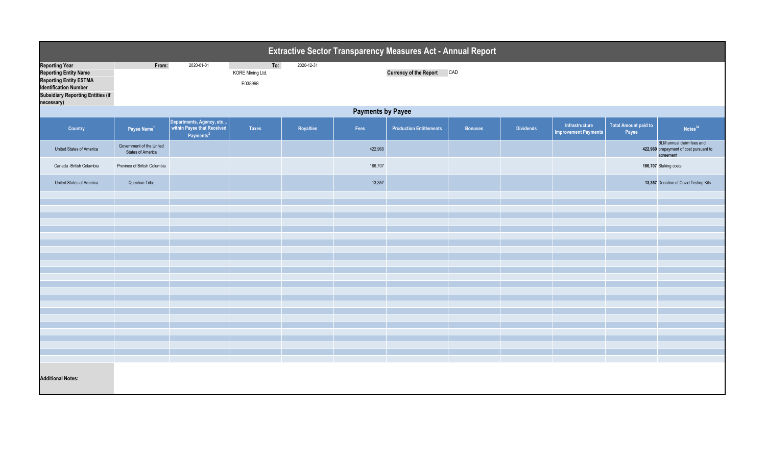# Extractive Sector Transparency Measures Act - Annual Report

| | | | | |
|---|---|---|---|---|
| **Reporting Year** | **From:** | 2020-01-01 | **To:** | 2020-12-31 |
| **Reporting Entity Name** | | KORE Mining Ltd. | **Currency of the Report** | CAD |
| **Reporting Entity ESTMA Identification Number** | | E038998 | | |
| **Subsidiary Reporting Entities (if necessary)** | | | | |

## Payments by Payee

| Country | Payee Name[1] | Departments, Agency, etc... within Payee that Received Payments[2] | Taxes | Royalties | Fees | Production Entitlements | Bonuses | Dividends | Infrastructure Improvement Payments | Total Amount paid to Payee | Notes[34] |
|---|---|---|---|---|---|---|---|---|---|---|---|
| United States of America | Government of the United States of America | | | | 422,960 | | | | | 422,960 | BLM annual claim fees and prepayment of cost pursuant to agreement |
| Canada -British Columbia | Province of British Columbia | | | | 166,707 | | | | | 166,707 | Staking costs |
| United States of America | Quechan Tribe | | | | 13,357 | | | | | 13,357 | Donation of Covid Testing Kits |

**Additional Notes:**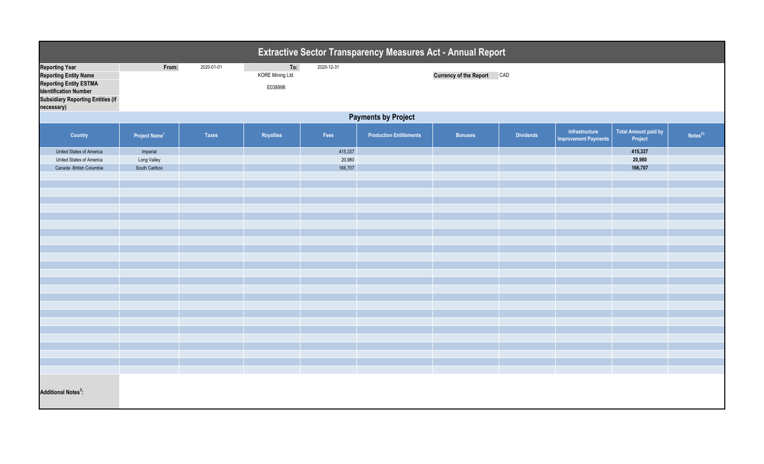# Extractive Sector Transparency Measures Act - Annual Report

| | | | | | |
|---|---|---|---|---|---|
| **Reporting Year** | From: | 2020-01-01 | To: | 2020-12-31 | |
| **Reporting Entity Name** | | | KORE Mining Ltd. | **Currency of the Report** | CAD |
| **Reporting Entity ESTMA Identification Number** | | | E038998 | | |
| **Subsidiary Reporting Entities (if necessary)** | | | | | |

## Payments by Project

| Country | Project Name[1] | Taxes | Royalties | Fees | Production Entitlements | Bonuses | Dividends | Infrastructure Improvement Payments | Total Amount paid by Project | Notes[23] |
|---|---|---|---|---|---|---|---|---|---|---|
| United States of America | Imperial | | | 415,337 | | | | | **415,337** | |
| United States of America | Long Valley | | | 20,980 | | | | | **20,980** | |
| Canada -British Columbia | South Cariboo | | | 166,707 | | | | | **166,707** | |

**Additional Notes[3]:**